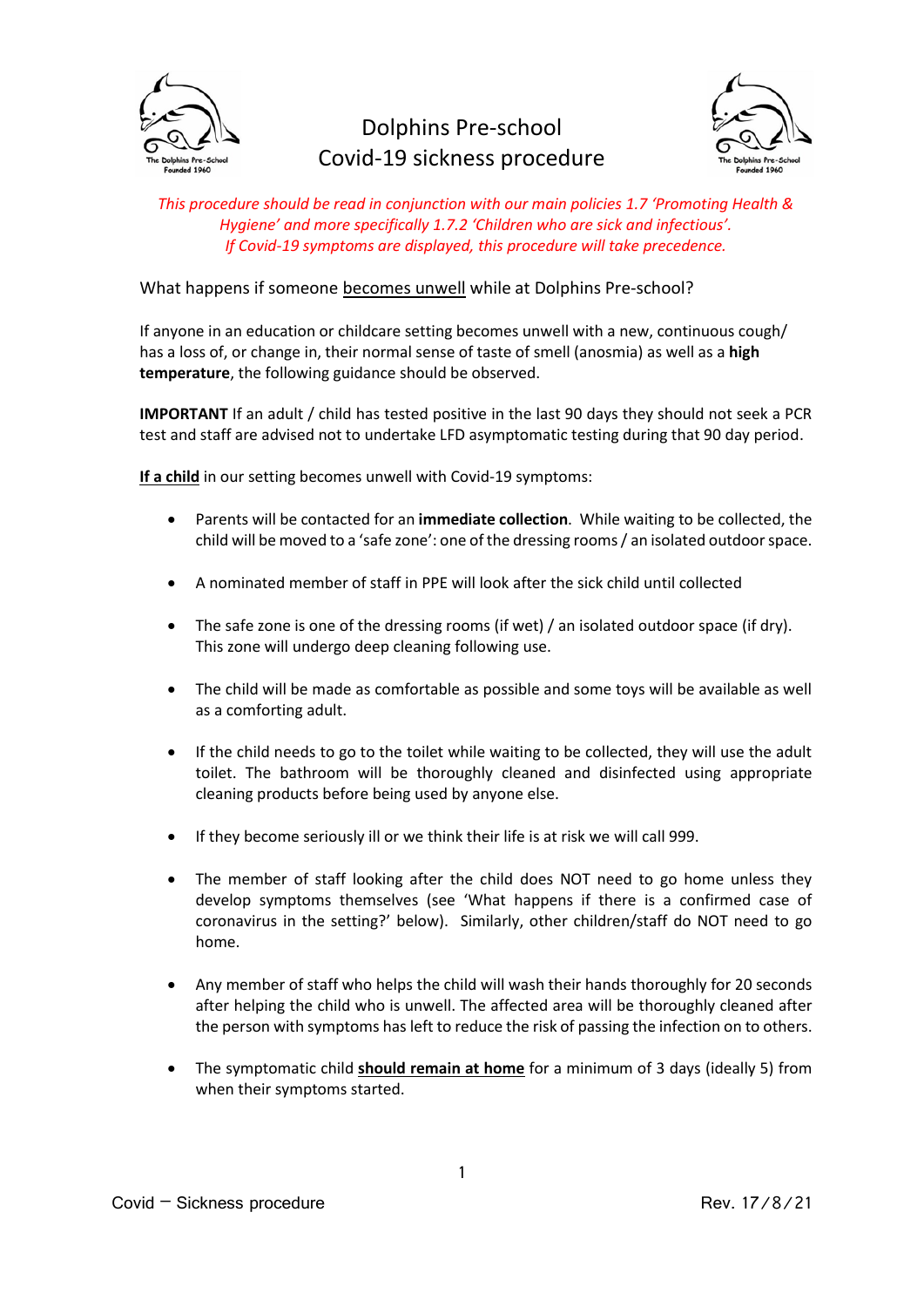# Dolphins Pre-school
# Covid-19 sickness procedure

*This procedure should be read in conjunction with our main policies 1.7 'Promoting Health & Hygiene' and more specifically 1.7.2 'Children who are sick and infectious'. If Covid-19 symptoms are displayed, this procedure will take precedence.*

What happens if someone <u>becomes unwell</u> while at Dolphins Pre-school?

If anyone in an education or childcare setting becomes unwell with a new, continuous cough/ has a loss of, or change in, their normal sense of taste of smell (anosmia) as well as a **high temperature**, the following guidance should be observed.

**IMPORTANT** If an adult / child has tested positive in the last 90 days they should not seek a PCR test and staff are advised not to undertake LFD asymptomatic testing during that 90 day period.

**<u>If a child</u>** in our setting becomes unwell with Covid-19 symptoms:

- Parents will be contacted for an **immediate collection**. While waiting to be collected, the child will be moved to a 'safe zone': one of the dressing rooms / an isolated outdoor space.
- A nominated member of staff in PPE will look after the sick child until collected
- The safe zone is one of the dressing rooms (if wet) / an isolated outdoor space (if dry). This zone will undergo deep cleaning following use.
- The child will be made as comfortable as possible and some toys will be available as well as a comforting adult.
- If the child needs to go to the toilet while waiting to be collected, they will use the adult toilet. The bathroom will be thoroughly cleaned and disinfected using appropriate cleaning products before being used by anyone else.
- If they become seriously ill or we think their life is at risk we will call 999.
- The member of staff looking after the child does NOT need to go home unless they develop symptoms themselves (see 'What happens if there is a confirmed case of coronavirus in the setting?' below). Similarly, other children/staff do NOT need to go home.
- Any member of staff who helps the child will wash their hands thoroughly for 20 seconds after helping the child who is unwell. The affected area will be thoroughly cleaned after the person with symptoms has left to reduce the risk of passing the infection on to others.
- The symptomatic child **<u>should remain at home</u>** for a minimum of 3 days (ideally 5) from when their symptoms started.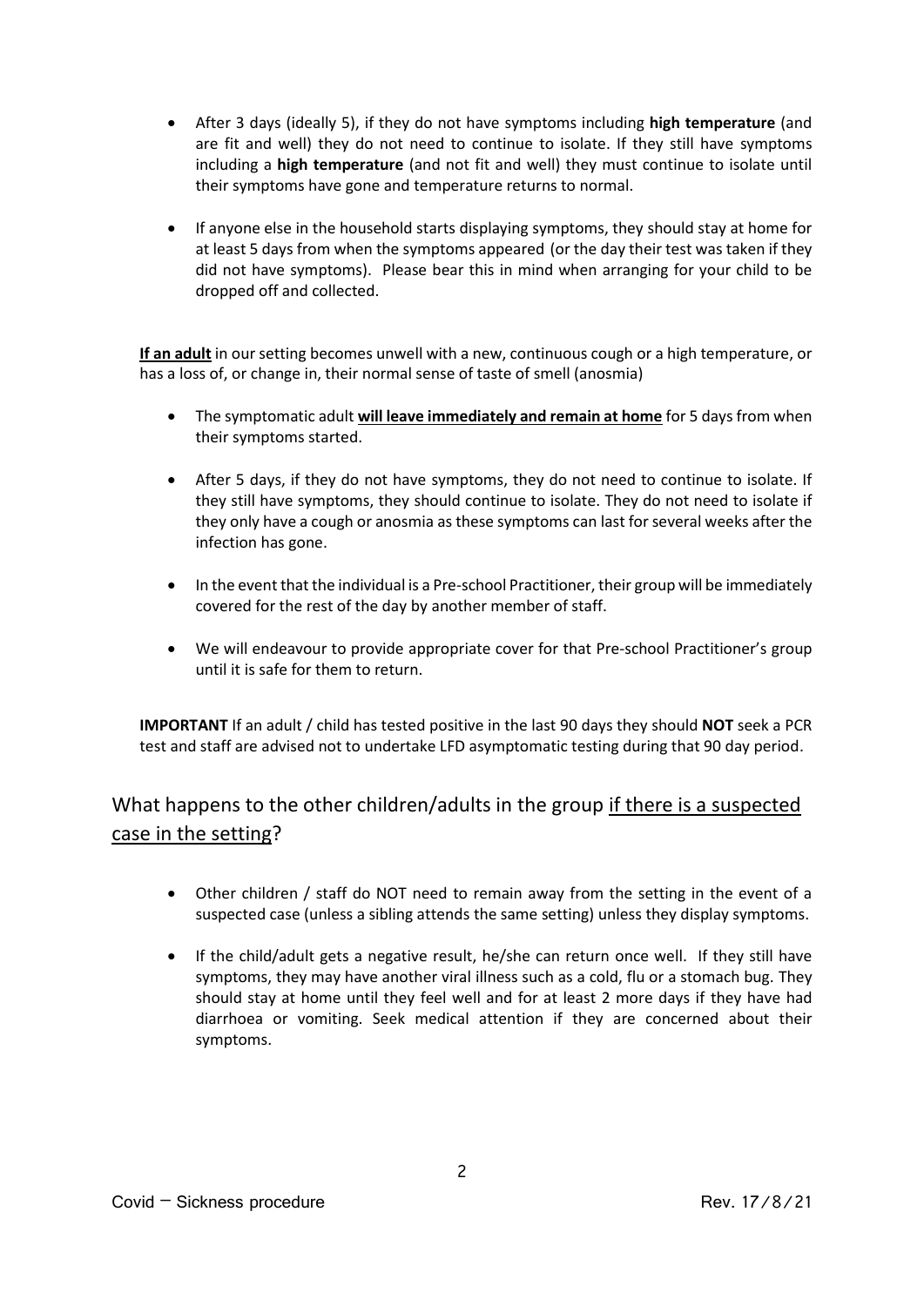- After 3 days (ideally 5), if they do not have symptoms including **high temperature** (and are fit and well) they do not need to continue to isolate. If they still have symptoms including a **high temperature** (and not fit and well) they must continue to isolate until their symptoms have gone and temperature returns to normal.

- If anyone else in the household starts displaying symptoms, they should stay at home for at least 5 days from when the symptoms appeared (or the day their test was taken if they did not have symptoms). Please bear this in mind when arranging for your child to be dropped off and collected.

<u>**If an adult**</u> in our setting becomes unwell with a new, continuous cough or a high temperature, or has a loss of, or change in, their normal sense of taste of smell (anosmia)

- The symptomatic adult <u>**will leave immediately and remain at home**</u> for 5 days from when their symptoms started.

- After 5 days, if they do not have symptoms, they do not need to continue to isolate. If they still have symptoms, they should continue to isolate. They do not need to isolate if they only have a cough or anosmia as these symptoms can last for several weeks after the infection has gone.

- In the event that the individual is a Pre-school Practitioner, their group will be immediately covered for the rest of the day by another member of staff.

- We will endeavour to provide appropriate cover for that Pre-school Practitioner's group until it is safe for them to return.

**IMPORTANT** If an adult / child has tested positive in the last 90 days they should **NOT** seek a PCR test and staff are advised not to undertake LFD asymptomatic testing during that 90 day period.

## What happens to the other children/adults in the group <u>if there is a suspected case in the setting</u>?

- Other children / staff do NOT need to remain away from the setting in the event of a suspected case (unless a sibling attends the same setting) unless they display symptoms.

- If the child/adult gets a negative result, he/she can return once well. If they still have symptoms, they may have another viral illness such as a cold, flu or a stomach bug. They should stay at home until they feel well and for at least 2 more days if they have had diarrhoea or vomiting. Seek medical attention if they are concerned about their symptoms.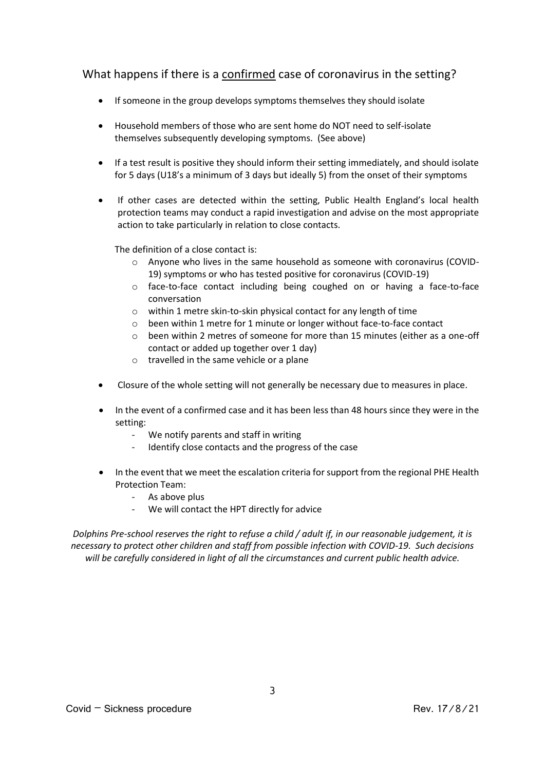## What happens if there is a confirmed case of coronavirus in the setting?

- If someone in the group develops symptoms themselves they should isolate
- Household members of those who are sent home do NOT need to self-isolate themselves subsequently developing symptoms. (See above)
- If a test result is positive they should inform their setting immediately, and should isolate for 5 days (U18's a minimum of 3 days but ideally 5) from the onset of their symptoms
- If other cases are detected within the setting, Public Health England's local health protection teams may conduct a rapid investigation and advise on the most appropriate action to take particularly in relation to close contacts.

  The definition of a close contact is:
  - Anyone who lives in the same household as someone with coronavirus (COVID-19) symptoms or who has tested positive for coronavirus (COVID-19)
  - face-to-face contact including being coughed on or having a face-to-face conversation
  - within 1 metre skin-to-skin physical contact for any length of time
  - been within 1 metre for 1 minute or longer without face-to-face contact
  - been within 2 metres of someone for more than 15 minutes (either as a one-off contact or added up together over 1 day)
  - travelled in the same vehicle or a plane
- Closure of the whole setting will not generally be necessary due to measures in place.
- In the event of a confirmed case and it has been less than 48 hours since they were in the setting:
  - We notify parents and staff in writing
  - Identify close contacts and the progress of the case
- In the event that we meet the escalation criteria for support from the regional PHE Health Protection Team:
  - As above plus
  - We will contact the HPT directly for advice

*Dolphins Pre-school reserves the right to refuse a child / adult if, in our reasonable judgement, it is necessary to protect other children and staff from possible infection with COVID-19. Such decisions will be carefully considered in light of all the circumstances and current public health advice.*